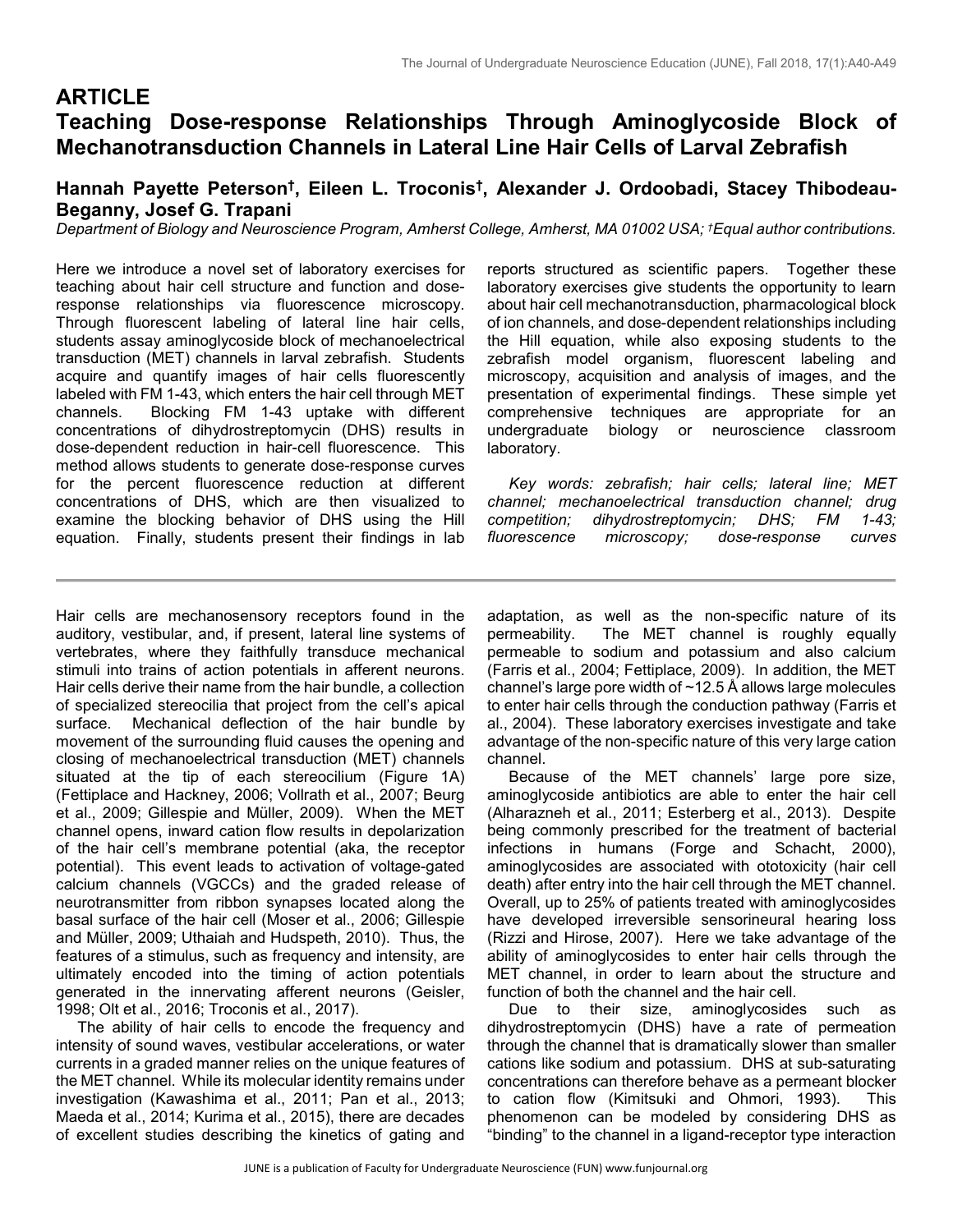## ARTICLE

# Teaching Dose-response Relationships Through Aminoglycoside Block of Mechanotransduction Channels in Lateral Line Hair Cells of Larval Zebrafish

**Hannah Payette Peterson†, Eileen L. Troconis†, Alexander J. Ordoobadi, Stacey Thibodeau-Beganny, Josef G. Trapani**

*Department of Biology and Neuroscience Program, Amherst College, Amherst, MA 01002 USA; †Equal author contributions.*

Here we introduce a novel set of laboratory exercises for teaching about hair cell structure and function and dose-response relationships via fluorescence microscopy. Through fluorescent labeling of lateral line hair cells, students assay aminoglycoside block of mechanoelectrical transduction (MET) channels in larval zebrafish. Students acquire and quantify images of hair cells fluorescently labeled with FM 1-43, which enters the hair cell through MET channels. Blocking FM 1-43 uptake with different concentrations of dihydrostreptomycin (DHS) results in dose-dependent reduction in hair-cell fluorescence. This method allows students to generate dose-response curves for the percent fluorescence reduction at different concentrations of DHS, which are then visualized to examine the blocking behavior of DHS using the Hill equation. Finally, students present their findings in lab reports structured as scientific papers. Together these laboratory exercises give students the opportunity to learn about hair cell mechanotransduction, pharmacological block of ion channels, and dose-dependent relationships including the Hill equation, while also exposing students to the zebrafish model organism, fluorescent labeling and microscopy, acquisition and analysis of images, and the presentation of experimental findings. These simple yet comprehensive techniques are appropriate for an undergraduate biology or neuroscience classroom laboratory.

*Key words: zebrafish; hair cells; lateral line; MET channel; mechanoelectrical transduction channel; drug competition; dihydrostreptomycin; DHS; FM 1-43; fluorescence microscopy; dose-response curves*

---

Hair cells are mechanosensory receptors found in the auditory, vestibular, and, if present, lateral line systems of vertebrates, where they faithfully transduce mechanical stimuli into trains of action potentials in afferent neurons. Hair cells derive their name from the hair bundle, a collection of specialized stereocilia that project from the cell's apical surface. Mechanical deflection of the hair bundle by movement of the surrounding fluid causes the opening and closing of mechanoelectrical transduction (MET) channels situated at the tip of each stereocilium (Figure 1A) (Fettiplace and Hackney, 2006; Vollrath et al., 2007; Beurg et al., 2009; Gillespie and Müller, 2009). When the MET channel opens, inward cation flow results in depolarization of the hair cell's membrane potential (aka, the receptor potential). This event leads to activation of voltage-gated calcium channels (VGCCs) and the graded release of neurotransmitter from ribbon synapses located along the basal surface of the hair cell (Moser et al., 2006; Gillespie and Müller, 2009; Uthaiah and Hudspeth, 2010). Thus, the features of a stimulus, such as frequency and intensity, are ultimately encoded into the timing of action potentials generated in the innervating afferent neurons (Geisler, 1998; Olt et al., 2016; Troconis et al., 2017).

The ability of hair cells to encode the frequency and intensity of sound waves, vestibular accelerations, or water currents in a graded manner relies on the unique features of the MET channel. While its molecular identity remains under investigation (Kawashima et al., 2011; Pan et al., 2013; Maeda et al., 2014; Kurima et al., 2015), there are decades of excellent studies describing the kinetics of gating and adaptation, as well as the non-specific nature of its permeability. The MET channel is roughly equally permeable to sodium and potassium and also calcium (Farris et al., 2004; Fettiplace, 2009). In addition, the MET channel's large pore width of ~12.5 Å allows large molecules to enter hair cells through the conduction pathway (Farris et al., 2004). These laboratory exercises investigate and take advantage of the non-specific nature of this very large cation channel.

Because of the MET channels' large pore size, aminoglycoside antibiotics are able to enter the hair cell (Alharazneh et al., 2011; Esterberg et al., 2013). Despite being commonly prescribed for the treatment of bacterial infections in humans (Forge and Schacht, 2000), aminoglycosides are associated with ototoxicity (hair cell death) after entry into the hair cell through the MET channel. Overall, up to 25% of patients treated with aminoglycosides have developed irreversible sensorineural hearing loss (Rizzi and Hirose, 2007). Here we take advantage of the ability of aminoglycosides to enter hair cells through the MET channel, in order to learn about the structure and function of both the channel and the hair cell.

Due to their size, aminoglycosides such as dihydrostreptomycin (DHS) have a rate of permeation through the channel that is dramatically slower than smaller cations like sodium and potassium. DHS at sub-saturating concentrations can therefore behave as a permeant blocker to cation flow (Kimitsuki and Ohmori, 1993). This phenomenon can be modeled by considering DHS as "binding" to the channel in a ligand-receptor type interaction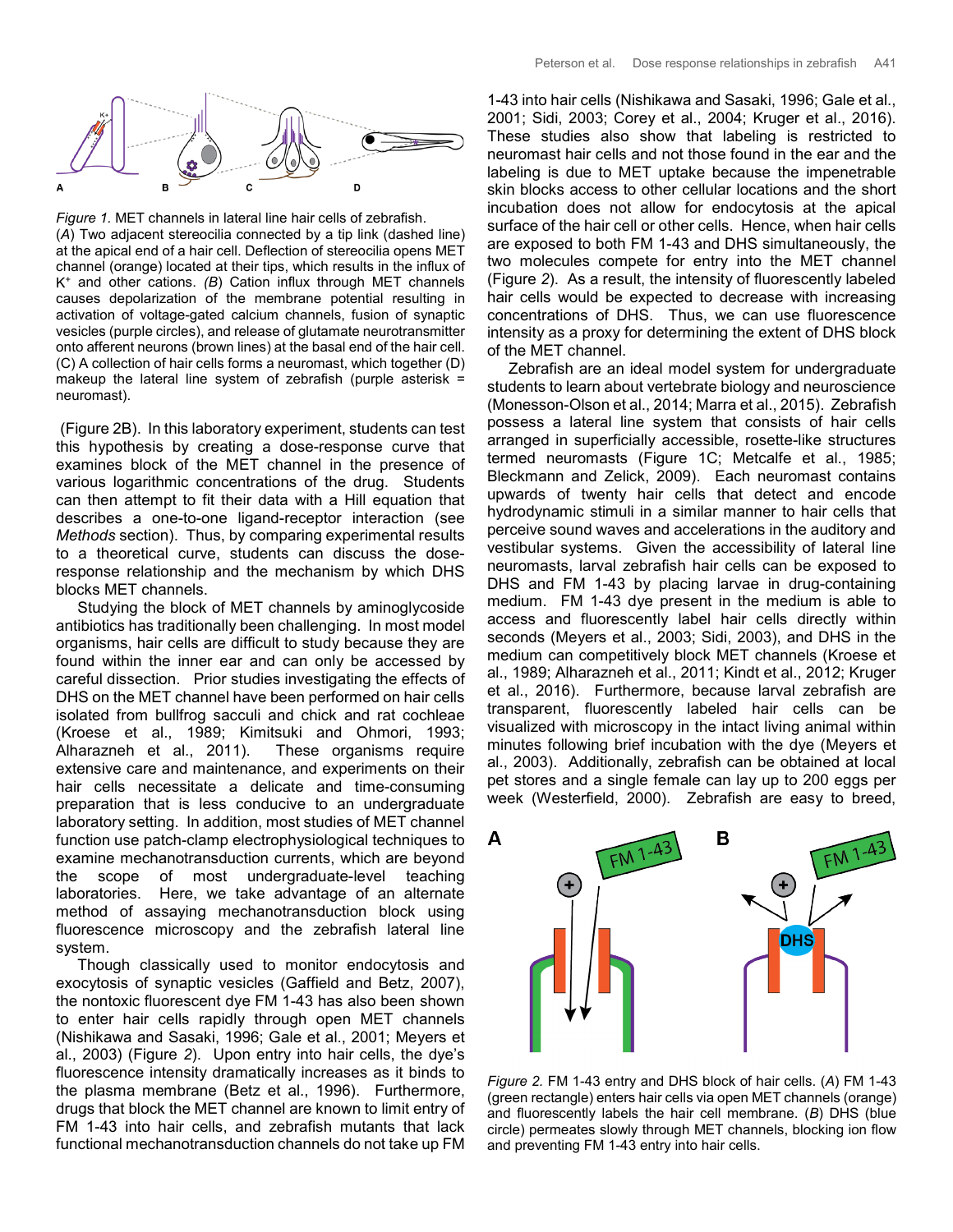*Figure 1.* MET channels in lateral line hair cells of zebrafish. (*A*) Two adjacent stereocilia connected by a tip link (dashed line) at the apical end of a hair cell. Deflection of stereocilia opens MET channel (orange) located at their tips, which results in the influx of $K^+$ and other cations. *(B)* Cation influx through MET channels causes depolarization of the membrane potential resulting in activation of voltage-gated calcium channels, fusion of synaptic vesicles (purple circles), and release of glutamate neurotransmitter onto afferent neurons (brown lines) at the basal end of the hair cell. (C) A collection of hair cells forms a neuromast, which together (D) makeup the lateral line system of zebrafish (purple asterisk = neuromast).

(Figure 2B). In this laboratory experiment, students can test this hypothesis by creating a dose-response curve that examines block of the MET channel in the presence of various logarithmic concentrations of the drug. Students can then attempt to fit their data with a Hill equation that describes a one-to-one ligand-receptor interaction (see *Methods* section). Thus, by comparing experimental results to a theoretical curve, students can discuss the dose-response relationship and the mechanism by which DHS blocks MET channels.

Studying the block of MET channels by aminoglycoside antibiotics has traditionally been challenging. In most model organisms, hair cells are difficult to study because they are found within the inner ear and can only be accessed by careful dissection. Prior studies investigating the effects of DHS on the MET channel have been performed on hair cells isolated from bullfrog sacculi and chick and rat cochleae (Kroese et al., 1989; Kimitsuki and Ohmori, 1993; Alharazneh et al., 2011). These organisms require extensive care and maintenance, and experiments on their hair cells necessitate a delicate and time-consuming preparation that is less conducive to an undergraduate laboratory setting. In addition, most studies of MET channel function use patch-clamp electrophysiological techniques to examine mechanotransduction currents, which are beyond the scope of most undergraduate-level teaching laboratories. Here, we take advantage of an alternate method of assaying mechanotransduction block using fluorescence microscopy and the zebrafish lateral line system.

Though classically used to monitor endocytosis and exocytosis of synaptic vesicles (Gaffield and Betz, 2007), the nontoxic fluorescent dye FM 1-43 has also been shown to enter hair cells rapidly through open MET channels (Nishikawa and Sasaki, 1996; Gale et al., 2001; Meyers et al., 2003) (Figure *2*). Upon entry into hair cells, the dye's fluorescence intensity dramatically increases as it binds to the plasma membrane (Betz et al., 1996). Furthermore, drugs that block the MET channel are known to limit entry of FM 1-43 into hair cells, and zebrafish mutants that lack functional mechanotransduction channels do not take up FM 1-43 into hair cells (Nishikawa and Sasaki, 1996; Gale et al., 2001; Sidi, 2003; Corey et al., 2004; Kruger et al., 2016). These studies also show that labeling is restricted to neuromast hair cells and not those found in the ear and the labeling is due to MET uptake because the impenetrable skin blocks access to other cellular locations and the short incubation does not allow for endocytosis at the apical surface of the hair cell or other cells. Hence, when hair cells are exposed to both FM 1-43 and DHS simultaneously, the two molecules compete for entry into the MET channel (Figure *2*). As a result, the intensity of fluorescently labeled hair cells would be expected to decrease with increasing concentrations of DHS. Thus, we can use fluorescence intensity as a proxy for determining the extent of DHS block of the MET channel.

Zebrafish are an ideal model system for undergraduate students to learn about vertebrate biology and neuroscience (Monesson-Olson et al., 2014; Marra et al., 2015). Zebrafish possess a lateral line system that consists of hair cells arranged in superficially accessible, rosette-like structures termed neuromasts (Figure 1C; Metcalfe et al., 1985; Bleckmann and Zelick, 2009). Each neuromast contains upwards of twenty hair cells that detect and encode hydrodynamic stimuli in a similar manner to hair cells that perceive sound waves and accelerations in the auditory and vestibular systems. Given the accessibility of lateral line neuromasts, larval zebrafish hair cells can be exposed to DHS and FM 1-43 by placing larvae in drug-containing medium. FM 1-43 dye present in the medium is able to access and fluorescently label hair cells directly within seconds (Meyers et al., 2003; Sidi, 2003), and DHS in the medium can competitively block MET channels (Kroese et al., 1989; Alharazneh et al., 2011; Kindt et al., 2012; Kruger et al., 2016). Furthermore, because larval zebrafish are transparent, fluorescently labeled hair cells can be visualized with microscopy in the intact living animal within minutes following brief incubation with the dye (Meyers et al., 2003). Additionally, zebrafish can be obtained at local pet stores and a single female can lay up to 200 eggs per week (Westerfield, 2000). Zebrafish are easy to breed,

*Figure 2.* FM 1-43 entry and DHS block of hair cells. (*A*) FM 1-43 (green rectangle) enters hair cells via open MET channels (orange) and fluorescently labels the hair cell membrane. (*B*) DHS (blue circle) permeates slowly through MET channels, blocking ion flow and preventing FM 1-43 entry into hair cells.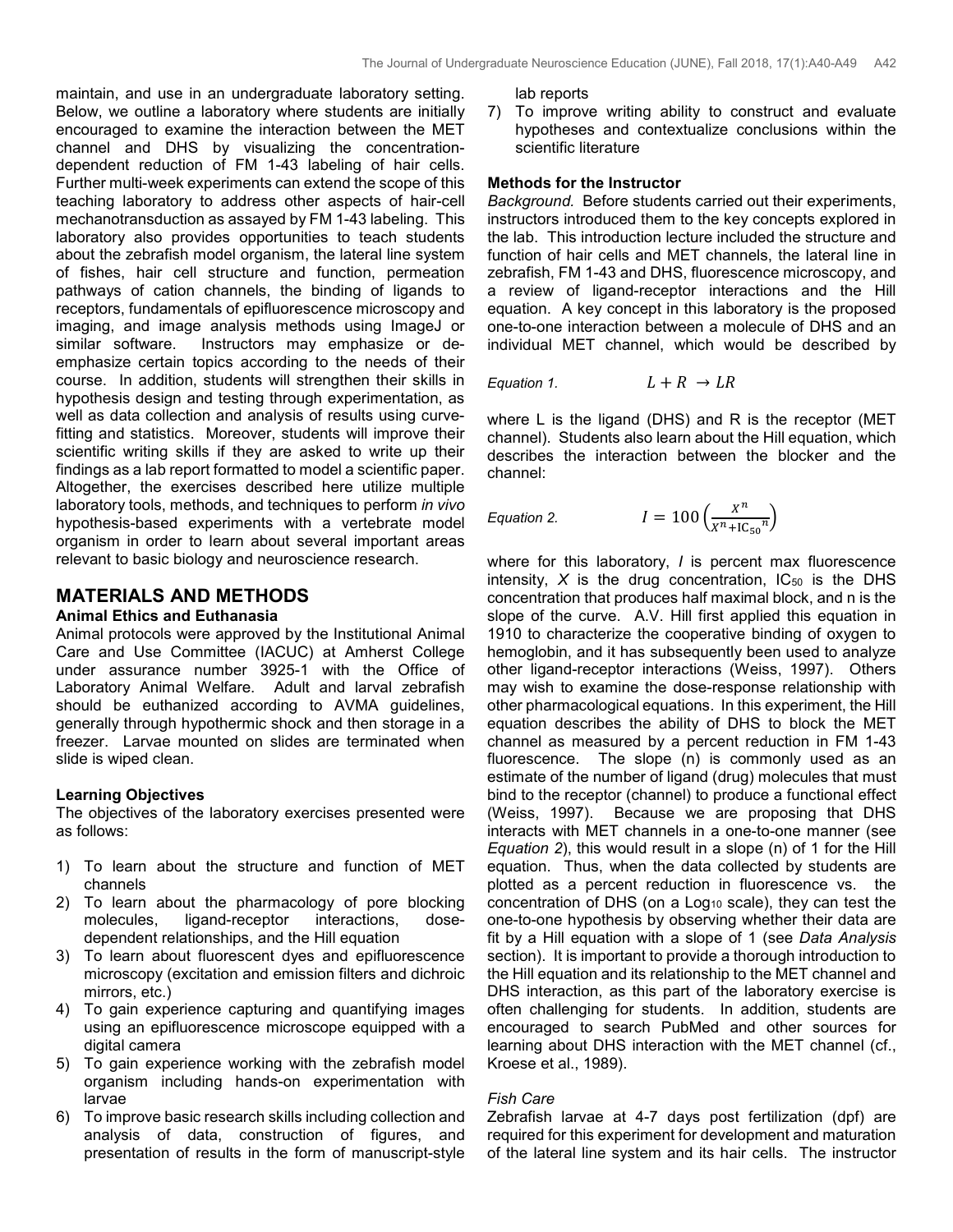maintain, and use in an undergraduate laboratory setting. Below, we outline a laboratory where students are initially encouraged to examine the interaction between the MET channel and DHS by visualizing the concentration-dependent reduction of FM 1-43 labeling of hair cells. Further multi-week experiments can extend the scope of this teaching laboratory to address other aspects of hair-cell mechanotransduction as assayed by FM 1-43 labeling. This laboratory also provides opportunities to teach students about the zebrafish model organism, the lateral line system of fishes, hair cell structure and function, permeation pathways of cation channels, the binding of ligands to receptors, fundamentals of epifluorescence microscopy and imaging, and image analysis methods using ImageJ or similar software. Instructors may emphasize or de-emphasize certain topics according to the needs of their course. In addition, students will strengthen their skills in hypothesis design and testing through experimentation, as well as data collection and analysis of results using curve-fitting and statistics. Moreover, students will improve their scientific writing skills if they are asked to write up their findings as a lab report formatted to model a scientific paper. Altogether, the exercises described here utilize multiple laboratory tools, methods, and techniques to perform *in vivo* hypothesis-based experiments with a vertebrate model organism in order to learn about several important areas relevant to basic biology and neuroscience research.

## MATERIALS AND METHODS

### Animal Ethics and Euthanasia

Animal protocols were approved by the Institutional Animal Care and Use Committee (IACUC) at Amherst College under assurance number 3925-1 with the Office of Laboratory Animal Welfare. Adult and larval zebrafish should be euthanized according to AVMA guidelines, generally through hypothermic shock and then storage in a freezer. Larvae mounted on slides are terminated when slide is wiped clean.

### Learning Objectives

The objectives of the laboratory exercises presented were as follows:

1) To learn about the structure and function of MET channels
2) To learn about the pharmacology of pore blocking molecules, ligand-receptor interactions, dose-dependent relationships, and the Hill equation
3) To learn about fluorescent dyes and epifluorescence microscopy (excitation and emission filters and dichroic mirrors, etc.)
4) To gain experience capturing and quantifying images using an epifluorescence microscope equipped with a digital camera
5) To gain experience working with the zebrafish model organism including hands-on experimentation with larvae
6) To improve basic research skills including collection and analysis of data, construction of figures, and presentation of results in the form of manuscript-style lab reports
7) To improve writing ability to construct and evaluate hypotheses and contextualize conclusions within the scientific literature

### Methods for the Instructor

*Background.* Before students carried out their experiments, instructors introduced them to the key concepts explored in the lab. This introduction lecture included the structure and function of hair cells and MET channels, the lateral line in zebrafish, FM 1-43 and DHS, fluorescence microscopy, and a review of ligand-receptor interactions and the Hill equation. A key concept in this laboratory is the proposed one-to-one interaction between a molecule of DHS and an individual MET channel, which would be described by

*Equation 1.*

$$L + R \rightarrow LR$$

where L is the ligand (DHS) and R is the receptor (MET channel). Students also learn about the Hill equation, which describes the interaction between the blocker and the channel:

*Equation 2.*

$$I = 100\left(\frac{X^n}{X^n + \mathrm{IC_{50}}^n}\right)$$

where for this laboratory, $I$ is percent max fluorescence intensity, $X$ is the drug concentration, $IC_{50}$ is the DHS concentration that produces half maximal block, and n is the slope of the curve. A.V. Hill first applied this equation in 1910 to characterize the cooperative binding of oxygen to hemoglobin, and it has subsequently been used to analyze other ligand-receptor interactions (Weiss, 1997). Others may wish to examine the dose-response relationship with other pharmacological equations. In this experiment, the Hill equation describes the ability of DHS to block the MET channel as measured by a percent reduction in FM 1-43 fluorescence. The slope (n) is commonly used as an estimate of the number of ligand (drug) molecules that must bind to the receptor (channel) to produce a functional effect (Weiss, 1997). Because we are proposing that DHS interacts with MET channels in a one-to-one manner (see *Equation 2*), this would result in a slope (n) of 1 for the Hill equation. Thus, when the data collected by students are plotted as a percent reduction in fluorescence vs. the concentration of DHS (on a $Log_{10}$ scale), they can test the one-to-one hypothesis by observing whether their data are fit by a Hill equation with a slope of 1 (see *Data Analysis* section). It is important to provide a thorough introduction to the Hill equation and its relationship to the MET channel and DHS interaction, as this part of the laboratory exercise is often challenging for students. In addition, students are encouraged to search PubMed and other sources for learning about DHS interaction with the MET channel (cf., Kroese et al., 1989).

*Fish Care*

Zebrafish larvae at 4-7 days post fertilization (dpf) are required for this experiment for development and maturation of the lateral line system and its hair cells. The instructor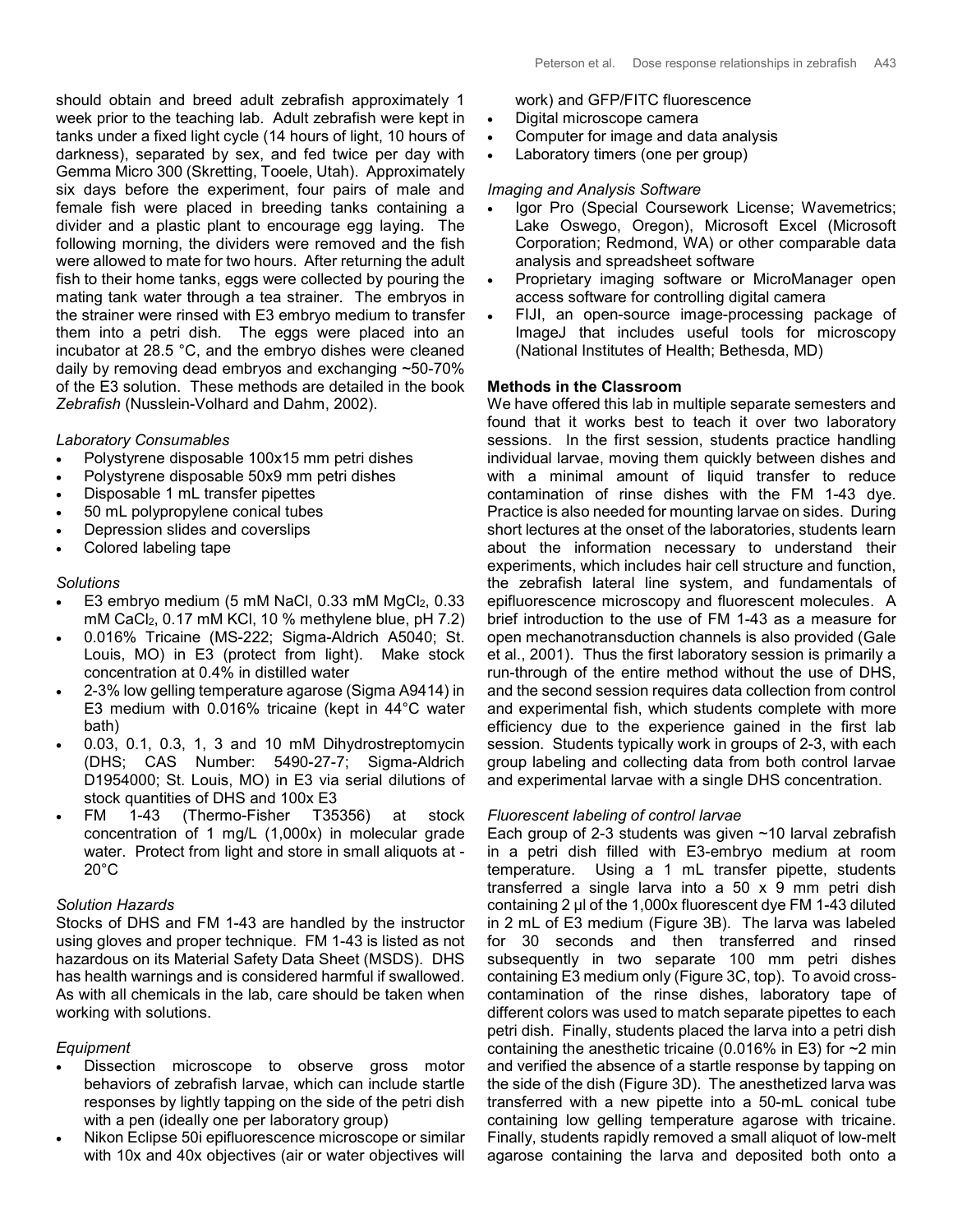should obtain and breed adult zebrafish approximately 1 week prior to the teaching lab. Adult zebrafish were kept in tanks under a fixed light cycle (14 hours of light, 10 hours of darkness), separated by sex, and fed twice per day with Gemma Micro 300 (Skretting, Tooele, Utah). Approximately six days before the experiment, four pairs of male and female fish were placed in breeding tanks containing a divider and a plastic plant to encourage egg laying. The following morning, the dividers were removed and the fish were allowed to mate for two hours. After returning the adult fish to their home tanks, eggs were collected by pouring the mating tank water through a tea strainer. The embryos in the strainer were rinsed with E3 embryo medium to transfer them into a petri dish. The eggs were placed into an incubator at 28.5 °C, and the embryo dishes were cleaned daily by removing dead embryos and exchanging ~50-70% of the E3 solution. These methods are detailed in the book *Zebrafish* (Nusslein-Volhard and Dahm, 2002).

*Laboratory Consumables*

- Polystyrene disposable 100x15 mm petri dishes
- Polystyrene disposable 50x9 mm petri dishes
- Disposable 1 mL transfer pipettes
- 50 mL polypropylene conical tubes
- Depression slides and coverslips
- Colored labeling tape

*Solutions*

- E3 embryo medium (5 mM NaCl, 0.33 mM $MgCl_2$, 0.33 mM $CaCl_2$, 0.17 mM KCl, 10 % methylene blue, pH 7.2)
- 0.016% Tricaine (MS-222; Sigma-Aldrich A5040; St. Louis, MO) in E3 (protect from light). Make stock concentration at 0.4% in distilled water
- 2-3% low gelling temperature agarose (Sigma A9414) in E3 medium with 0.016% tricaine (kept in 44°C water bath)
- 0.03, 0.1, 0.3, 1, 3 and 10 mM Dihydrostreptomycin (DHS; CAS Number: 5490-27-7; Sigma-Aldrich D1954000; St. Louis, MO) in E3 via serial dilutions of stock quantities of DHS and 100x E3
- FM 1-43 (Thermo-Fisher T35356) at stock concentration of 1 mg/L (1,000x) in molecular grade water. Protect from light and store in small aliquots at -20°C

*Solution Hazards*

Stocks of DHS and FM 1-43 are handled by the instructor using gloves and proper technique. FM 1-43 is listed as not hazardous on its Material Safety Data Sheet (MSDS). DHS has health warnings and is considered harmful if swallowed. As with all chemicals in the lab, care should be taken when working with solutions.

*Equipment*

- Dissection microscope to observe gross motor behaviors of zebrafish larvae, which can include startle responses by lightly tapping on the side of the petri dish with a pen (ideally one per laboratory group)
- Nikon Eclipse 50i epifluorescence microscope or similar with 10x and 40x objectives (air or water objectives will work) and GFP/FITC fluorescence
- Digital microscope camera
- Computer for image and data analysis
- Laboratory timers (one per group)

*Imaging and Analysis Software*

- Igor Pro (Special Coursework License; Wavemetrics; Lake Oswego, Oregon), Microsoft Excel (Microsoft Corporation; Redmond, WA) or other comparable data analysis and spreadsheet software
- Proprietary imaging software or MicroManager open access software for controlling digital camera
- FIJI, an open-source image-processing package of ImageJ that includes useful tools for microscopy (National Institutes of Health; Bethesda, MD)

**Methods in the Classroom**

We have offered this lab in multiple separate semesters and found that it works best to teach it over two laboratory sessions. In the first session, students practice handling individual larvae, moving them quickly between dishes and with a minimal amount of liquid transfer to reduce contamination of rinse dishes with the FM 1-43 dye. Practice is also needed for mounting larvae on sides. During short lectures at the onset of the laboratories, students learn about the information necessary to understand their experiments, which includes hair cell structure and function, the zebrafish lateral line system, and fundamentals of epifluorescence microscopy and fluorescent molecules. A brief introduction to the use of FM 1-43 as a measure for open mechanotransduction channels is also provided (Gale et al., 2001). Thus the first laboratory session is primarily a run-through of the entire method without the use of DHS, and the second session requires data collection from control and experimental fish, which students complete with more efficiency due to the experience gained in the first lab session. Students typically work in groups of 2-3, with each group labeling and collecting data from both control larvae and experimental larvae with a single DHS concentration.

*Fluorescent labeling of control larvae*

Each group of 2-3 students was given ~10 larval zebrafish in a petri dish filled with E3-embryo medium at room temperature. Using a 1 mL transfer pipette, students transferred a single larva into a 50 x 9 mm petri dish containing 2 µl of the 1,000x fluorescent dye FM 1-43 diluted in 2 mL of E3 medium (Figure 3B). The larva was labeled for 30 seconds and then transferred and rinsed subsequently in two separate 100 mm petri dishes containing E3 medium only (Figure 3C, top). To avoid cross-contamination of the rinse dishes, laboratory tape of different colors was used to match separate pipettes to each petri dish. Finally, students placed the larva into a petri dish containing the anesthetic tricaine (0.016% in E3) for ~2 min and verified the absence of a startle response by tapping on the side of the dish (Figure 3D). The anesthetized larva was transferred with a new pipette into a 50-mL conical tube containing low gelling temperature agarose with tricaine. Finally, students rapidly removed a small aliquot of low-melt agarose containing the larva and deposited both onto a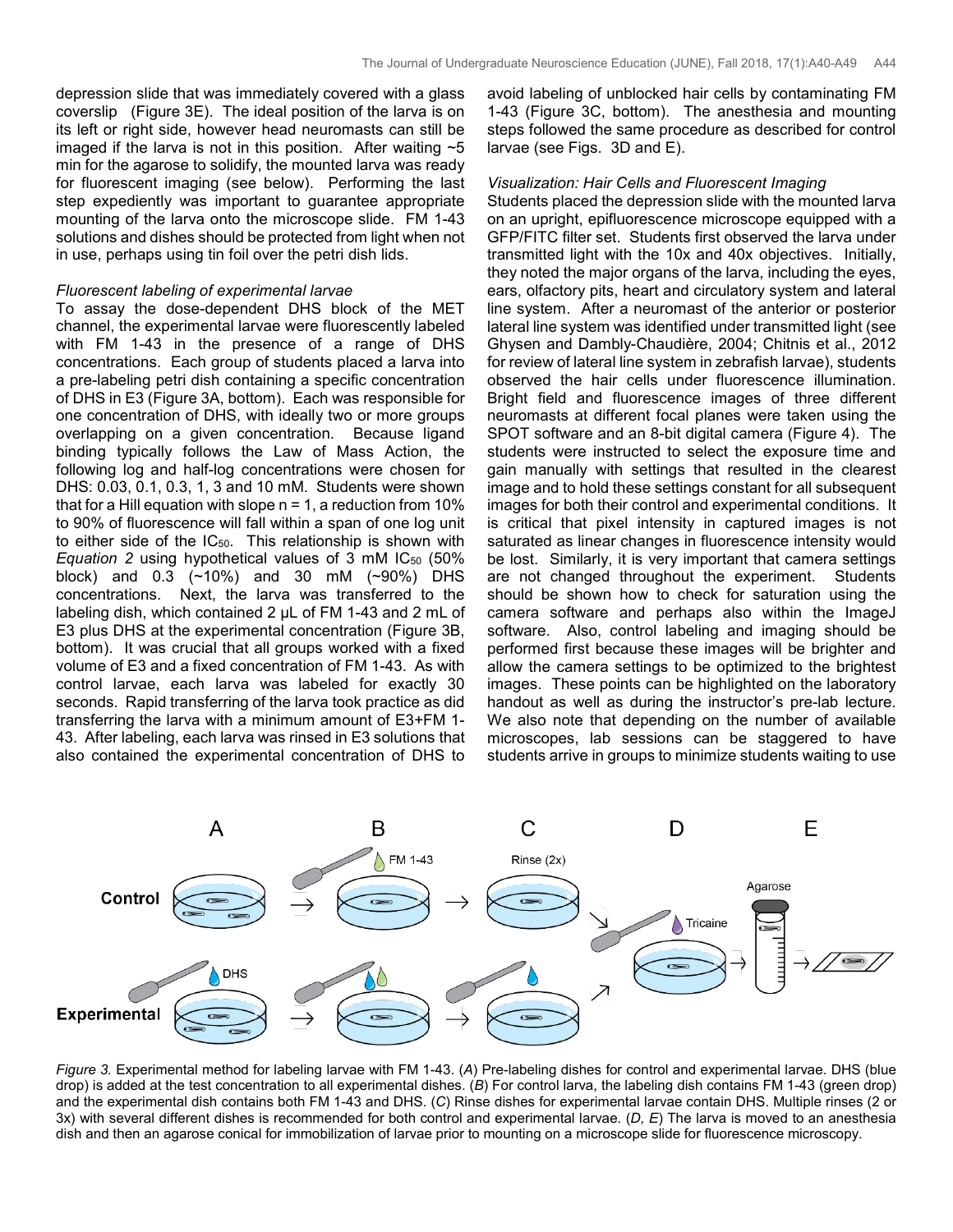depression slide that was immediately covered with a glass coverslip (Figure 3E). The ideal position of the larva is on its left or right side, however head neuromasts can still be imaged if the larva is not in this position. After waiting ~5 min for the agarose to solidify, the mounted larva was ready for fluorescent imaging (see below). Performing the last step expediently was important to guarantee appropriate mounting of the larva onto the microscope slide. FM 1-43 solutions and dishes should be protected from light when not in use, perhaps using tin foil over the petri dish lids.

*Fluorescent labeling of experimental larvae*

To assay the dose-dependent DHS block of the MET channel, the experimental larvae were fluorescently labeled with FM 1-43 in the presence of a range of DHS concentrations. Each group of students placed a larva into a pre-labeling petri dish containing a specific concentration of DHS in E3 (Figure 3A, bottom). Each was responsible for one concentration of DHS, with ideally two or more groups overlapping on a given concentration. Because ligand binding typically follows the Law of Mass Action, the following log and half-log concentrations were chosen for DHS: 0.03, 0.1, 0.3, 1, 3 and 10 mM. Students were shown that for a Hill equation with slope n = 1, a reduction from 10% to 90% of fluorescence will fall within a span of one log unit to either side of the $IC_{50}$. This relationship is shown with *Equation 2* using hypothetical values of 3 mM $IC_{50}$ (50% block) and 0.3 (~10%) and 30 mM (~90%) DHS concentrations. Next, the larva was transferred to the labeling dish, which contained 2 µL of FM 1-43 and 2 mL of E3 plus DHS at the experimental concentration (Figure 3B, bottom). It was crucial that all groups worked with a fixed volume of E3 and a fixed concentration of FM 1-43. As with control larvae, each larva was labeled for exactly 30 seconds. Rapid transferring of the larva took practice as did transferring the larva with a minimum amount of E3+FM 1-43. After labeling, each larva was rinsed in E3 solutions that also contained the experimental concentration of DHS to avoid labeling of unblocked hair cells by contaminating FM 1-43 (Figure 3C, bottom). The anesthesia and mounting steps followed the same procedure as described for control larvae (see Figs. 3D and E).

*Visualization: Hair Cells and Fluorescent Imaging*

Students placed the depression slide with the mounted larva on an upright, epifluorescence microscope equipped with a GFP/FITC filter set. Students first observed the larva under transmitted light with the 10x and 40x objectives. Initially, they noted the major organs of the larva, including the eyes, ears, olfactory pits, heart and circulatory system and lateral line system. After a neuromast of the anterior or posterior lateral line system was identified under transmitted light (see Ghysen and Dambly-Chaudière, 2004; Chitnis et al., 2012 for review of lateral line system in zebrafish larvae), students observed the hair cells under fluorescence illumination. Bright field and fluorescence images of three different neuromasts at different focal planes were taken using the SPOT software and an 8-bit digital camera (Figure 4). The students were instructed to select the exposure time and gain manually with settings that resulted in the clearest image and to hold these settings constant for all subsequent images for both their control and experimental conditions. It is critical that pixel intensity in captured images is not saturated as linear changes in fluorescence intensity would be lost. Similarly, it is very important that camera settings are not changed throughout the experiment. Students should be shown how to check for saturation using the camera software and perhaps also within the ImageJ software. Also, control labeling and imaging should be performed first because these images will be brighter and allow the camera settings to be optimized to the brightest images. These points can be highlighted on the laboratory handout as well as during the instructor's pre-lab lecture. We also note that depending on the number of available microscopes, lab sessions can be staggered to have students arrive in groups to minimize students waiting to use

*Figure 3.* Experimental method for labeling larvae with FM 1-43. (*A*) Pre-labeling dishes for control and experimental larvae. DHS (blue drop) is added at the test concentration to all experimental dishes. (*B*) For control larva, the labeling dish contains FM 1-43 (green drop) and the experimental dish contains both FM 1-43 and DHS. (*C*) Rinse dishes for experimental larvae contain DHS. Multiple rinses (2 or 3x) with several different dishes is recommended for both control and experimental larvae. (*D, E*) The larva is moved to an anesthesia dish and then an agarose conical for immobilization of larvae prior to mounting on a microscope slide for fluorescence microscopy.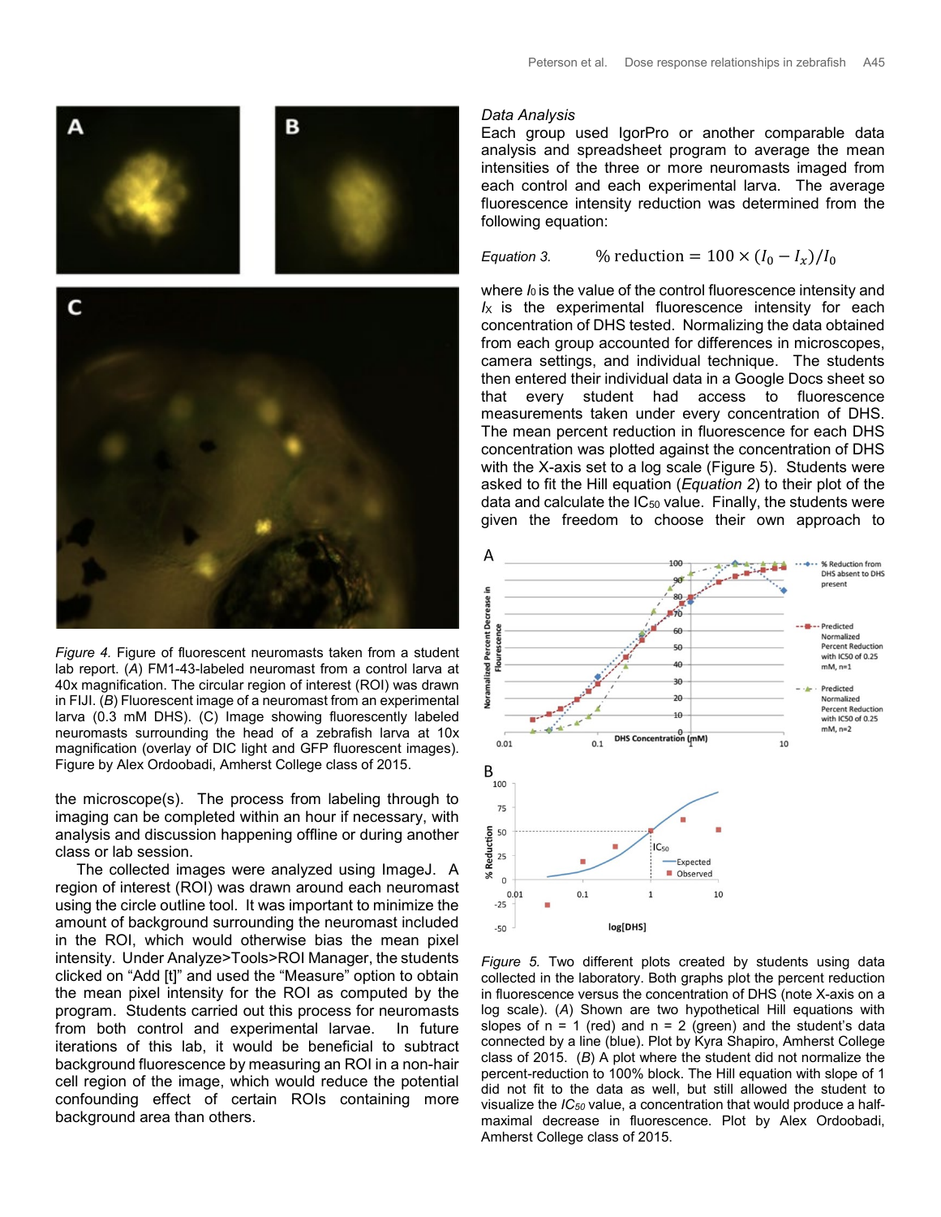*Figure 4.* Figure of fluorescent neuromasts taken from a student lab report. (*A*) FM1-43-labeled neuromast from a control larva at 40x magnification. The circular region of interest (ROI) was drawn in FIJI. (*B*) Fluorescent image of a neuromast from an experimental larva (0.3 mM DHS). (C) Image showing fluorescently labeled neuromasts surrounding the head of a zebrafish larva at 10x magnification (overlay of DIC light and GFP fluorescent images). Figure by Alex Ordoobadi, Amherst College class of 2015.

the microscope(s). The process from labeling through to imaging can be completed within an hour if necessary, with analysis and discussion happening offline or during another class or lab session.

The collected images were analyzed using ImageJ. A region of interest (ROI) was drawn around each neuromast using the circle outline tool. It was important to minimize the amount of background surrounding the neuromast included in the ROI, which would otherwise bias the mean pixel intensity. Under Analyze>Tools>ROI Manager, the students clicked on "Add [t]" and used the "Measure" option to obtain the mean pixel intensity for the ROI as computed by the program. Students carried out this process for neuromasts from both control and experimental larvae. In future iterations of this lab, it would be beneficial to subtract background fluorescence by measuring an ROI in a non-hair cell region of the image, which would reduce the potential confounding effect of certain ROIs containing more background area than others.

*Data Analysis*

Each group used IgorPro or another comparable data analysis and spreadsheet program to average the mean intensities of the three or more neuromasts imaged from each control and each experimental larva. The average fluorescence intensity reduction was determined from the following equation:

*Equation 3.*
$$\%\text{ reduction} = 100 \times (I_0 - I_x)/I_0$$

where $I_0$ is the value of the control fluorescence intensity and $I_X$ is the experimental fluorescence intensity for each concentration of DHS tested. Normalizing the data obtained from each group accounted for differences in microscopes, camera settings, and individual technique. The students then entered their individual data in a Google Docs sheet so that every student had access to fluorescence measurements taken under every concentration of DHS. The mean percent reduction in fluorescence for each DHS concentration was plotted against the concentration of DHS with the X-axis set to a log scale (Figure 5). Students were asked to fit the Hill equation (*Equation 2*) to their plot of the data and calculate the $IC_{50}$ value. Finally, the students were given the freedom to choose their own approach to

*Figure 5.* Two different plots created by students using data collected in the laboratory. Both graphs plot the percent reduction in fluorescence versus the concentration of DHS (note X-axis on a log scale). (*A*) Shown are two hypothetical Hill equations with slopes of n = 1 (red) and n = 2 (green) and the student's data connected by a line (blue). Plot by Kyra Shapiro, Amherst College class of 2015. (*B*) A plot where the student did not normalize the percent-reduction to 100% block. The Hill equation with slope of 1 did not fit to the data as well, but still allowed the student to visualize the $IC_{50}$ value, a concentration that would produce a half-maximal decrease in fluorescence. Plot by Alex Ordoobadi, Amherst College class of 2015.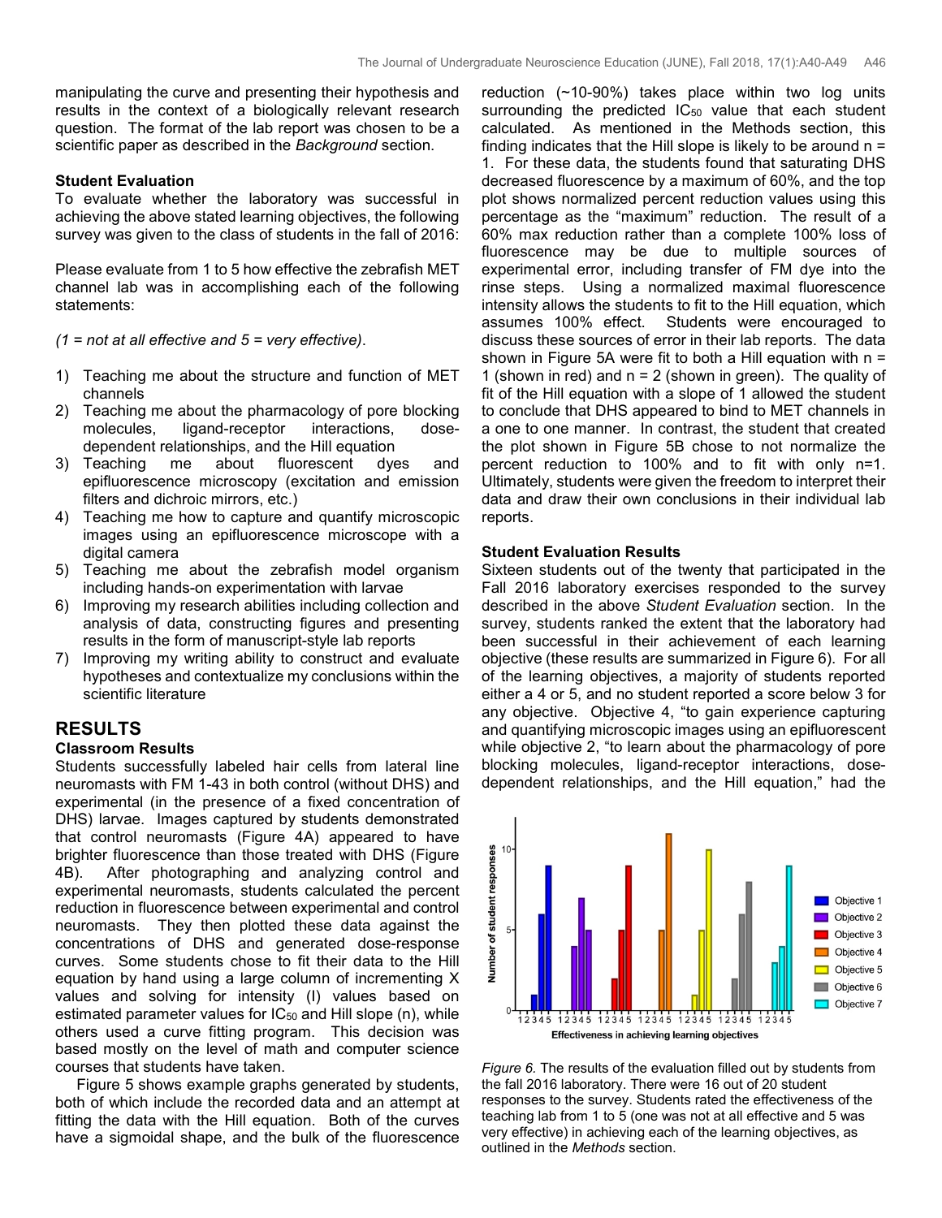manipulating the curve and presenting their hypothesis and results in the context of a biologically relevant research question. The format of the lab report was chosen to be a scientific paper as described in the *Background* section.

**Student Evaluation**

To evaluate whether the laboratory was successful in achieving the above stated learning objectives, the following survey was given to the class of students in the fall of 2016:

Please evaluate from 1 to 5 how effective the zebrafish MET channel lab was in accomplishing each of the following statements:

*(1 = not at all effective and 5 = very effective)*.

1) Teaching me about the structure and function of MET channels
2) Teaching me about the pharmacology of pore blocking molecules, ligand-receptor interactions, dose-dependent relationships, and the Hill equation
3) Teaching me about fluorescent dyes and epifluorescence microscopy (excitation and emission filters and dichroic mirrors, etc.)
4) Teaching me how to capture and quantify microscopic images using an epifluorescence microscope with a digital camera
5) Teaching me about the zebrafish model organism including hands-on experimentation with larvae
6) Improving my research abilities including collection and analysis of data, constructing figures and presenting results in the form of manuscript-style lab reports
7) Improving my writing ability to construct and evaluate hypotheses and contextualize my conclusions within the scientific literature

## RESULTS

**Classroom Results**

Students successfully labeled hair cells from lateral line neuromasts with FM 1-43 in both control (without DHS) and experimental (in the presence of a fixed concentration of DHS) larvae. Images captured by students demonstrated that control neuromasts (Figure 4A) appeared to have brighter fluorescence than those treated with DHS (Figure 4B). After photographing and analyzing control and experimental neuromasts, students calculated the percent reduction in fluorescence between experimental and control neuromasts. They then plotted these data against the concentrations of DHS and generated dose-response curves. Some students chose to fit their data to the Hill equation by hand using a large column of incrementing X values and solving for intensity (I) values based on estimated parameter values for $IC_{50}$ and Hill slope (n), while others used a curve fitting program. This decision was based mostly on the level of math and computer science courses that students have taken.

Figure 5 shows example graphs generated by students, both of which include the recorded data and an attempt at fitting the data with the Hill equation. Both of the curves have a sigmoidal shape, and the bulk of the fluorescence reduction (~10-90%) takes place within two log units surrounding the predicted $IC_{50}$ value that each student calculated. As mentioned in the Methods section, this finding indicates that the Hill slope is likely to be around $n = 1$. For these data, the students found that saturating DHS decreased fluorescence by a maximum of 60%, and the top plot shows normalized percent reduction values using this percentage as the "maximum" reduction. The result of a 60% max reduction rather than a complete 100% loss of fluorescence may be due to multiple sources of experimental error, including transfer of FM dye into the rinse steps. Using a normalized maximal fluorescence intensity allows the students to fit to the Hill equation, which assumes 100% effect. Students were encouraged to discuss these sources of error in their lab reports. The data shown in Figure 5A were fit to both a Hill equation with $n = 1$ (shown in red) and $n = 2$ (shown in green). The quality of fit of the Hill equation with a slope of 1 allowed the student to conclude that DHS appeared to bind to MET channels in a one to one manner. In contrast, the student that created the plot shown in Figure 5B chose to not normalize the percent reduction to 100% and to fit with only n=1. Ultimately, students were given the freedom to interpret their data and draw their own conclusions in their individual lab reports.

**Student Evaluation Results**

Sixteen students out of the twenty that participated in the Fall 2016 laboratory exercises responded to the survey described in the above *Student Evaluation* section. In the survey, students ranked the extent that the laboratory had been successful in their achievement of each learning objective (these results are summarized in Figure 6). For all of the learning objectives, a majority of students reported either a 4 or 5, and no student reported a score below 3 for any objective. Objective 4, "to gain experience capturing and quantifying microscopic images using an epifluorescent while objective 2, "to learn about the pharmacology of pore blocking molecules, ligand-receptor interactions, dose-dependent relationships, and the Hill equation," had the

*Figure 6.* The results of the evaluation filled out by students from the fall 2016 laboratory. There were 16 out of 20 student responses to the survey. Students rated the effectiveness of the teaching lab from 1 to 5 (one was not at all effective and 5 was very effective) in achieving each of the learning objectives, as outlined in the *Methods* section.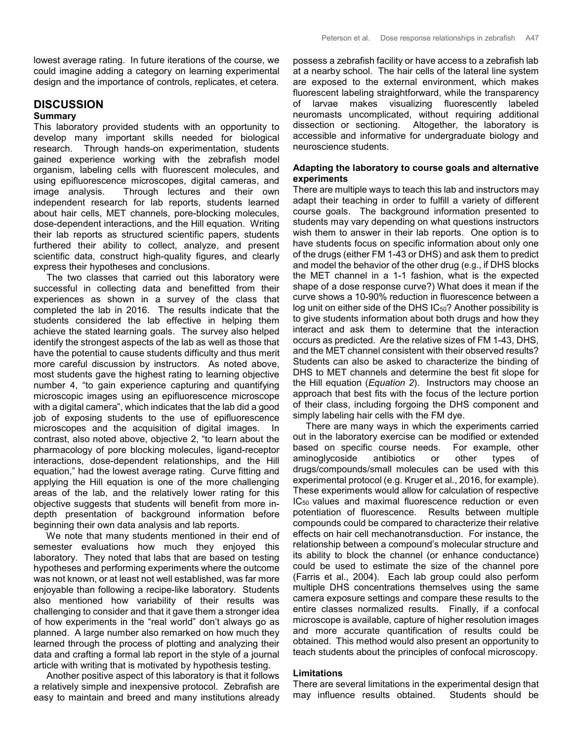lowest average rating. In future iterations of the course, we could imagine adding a category on learning experimental design and the importance of controls, replicates, et cetera.

## DISCUSSION

### Summary

This laboratory provided students with an opportunity to develop many important skills needed for biological research. Through hands-on experimentation, students gained experience working with the zebrafish model organism, labeling cells with fluorescent molecules, and using epifluorescence microscopes, digital cameras, and image analysis. Through lectures and their own independent research for lab reports, students learned about hair cells, MET channels, pore-blocking molecules, dose-dependent interactions, and the Hill equation. Writing their lab reports as structured scientific papers, students furthered their ability to collect, analyze, and present scientific data, construct high-quality figures, and clearly express their hypotheses and conclusions.

The two classes that carried out this laboratory were successful in collecting data and benefitted from their experiences as shown in a survey of the class that completed the lab in 2016. The results indicate that the students considered the lab effective in helping them achieve the stated learning goals. The survey also helped identify the strongest aspects of the lab as well as those that have the potential to cause students difficulty and thus merit more careful discussion by instructors. As noted above, most students gave the highest rating to learning objective number 4, "to gain experience capturing and quantifying microscopic images using an epifluorescence microscope with a digital camera", which indicates that the lab did a good job of exposing students to the use of epifluorescence microscopes and the acquisition of digital images. In contrast, also noted above, objective 2, "to learn about the pharmacology of pore blocking molecules, ligand-receptor interactions, dose-dependent relationships, and the Hill equation," had the lowest average rating. Curve fitting and applying the Hill equation is one of the more challenging areas of the lab, and the relatively lower rating for this objective suggests that students will benefit from more in-depth presentation of background information before beginning their own data analysis and lab reports.

We note that many students mentioned in their end of semester evaluations how much they enjoyed this laboratory. They noted that labs that are based on testing hypotheses and performing experiments where the outcome was not known, or at least not well established, was far more enjoyable than following a recipe-like laboratory. Students also mentioned how variability of their results was challenging to consider and that it gave them a stronger idea of how experiments in the "real world" don't always go as planned. A large number also remarked on how much they learned through the process of plotting and analyzing their data and crafting a formal lab report in the style of a journal article with writing that is motivated by hypothesis testing.

Another positive aspect of this laboratory is that it follows a relatively simple and inexpensive protocol. Zebrafish are easy to maintain and breed and many institutions already possess a zebrafish facility or have access to a zebrafish lab at a nearby school. The hair cells of the lateral line system are exposed to the external environment, which makes fluorescent labeling straightforward, while the transparency of larvae makes visualizing fluorescently labeled neuromasts uncomplicated, without requiring additional dissection or sectioning. Altogether, the laboratory is accessible and informative for undergraduate biology and neuroscience students.

### Adapting the laboratory to course goals and alternative experiments

There are multiple ways to teach this lab and instructors may adapt their teaching in order to fulfill a variety of different course goals. The background information presented to students may vary depending on what questions instructors wish them to answer in their lab reports. One option is to have students focus on specific information about only one of the drugs (either FM 1-43 or DHS) and ask them to predict and model the behavior of the other drug (e.g., if DHS blocks the MET channel in a 1-1 fashion, what is the expected shape of a dose response curve?) What does it mean if the curve shows a 10-90% reduction in fluorescence between a log unit on either side of the DHS $IC_{50}$? Another possibility is to give students information about both drugs and how they interact and ask them to determine that the interaction occurs as predicted. Are the relative sizes of FM 1-43, DHS, and the MET channel consistent with their observed results? Students can also be asked to characterize the binding of DHS to MET channels and determine the best fit slope for the Hill equation (*Equation 2*). Instructors may choose an approach that best fits with the focus of the lecture portion of their class, including forgoing the DHS component and simply labeling hair cells with the FM dye.

There are many ways in which the experiments carried out in the laboratory exercise can be modified or extended based on specific course needs. For example, other aminoglycoside antibiotics or other types of drugs/compounds/small molecules can be used with this experimental protocol (e.g. Kruger et al., 2016, for example). These experiments would allow for calculation of respective $IC_{50}$ values and maximal fluorescence reduction or even potentiation of fluorescence. Results between multiple compounds could be compared to characterize their relative effects on hair cell mechanotransduction. For instance, the relationship between a compound's molecular structure and its ability to block the channel (or enhance conductance) could be used to estimate the size of the channel pore (Farris et al., 2004). Each lab group could also perform multiple DHS concentrations themselves using the same camera exposure settings and compare these results to the entire classes normalized results. Finally, if a confocal microscope is available, capture of higher resolution images and more accurate quantification of results could be obtained. This method would also present an opportunity to teach students about the principles of confocal microscopy.

### Limitations

There are several limitations in the experimental design that may influence results obtained. Students should be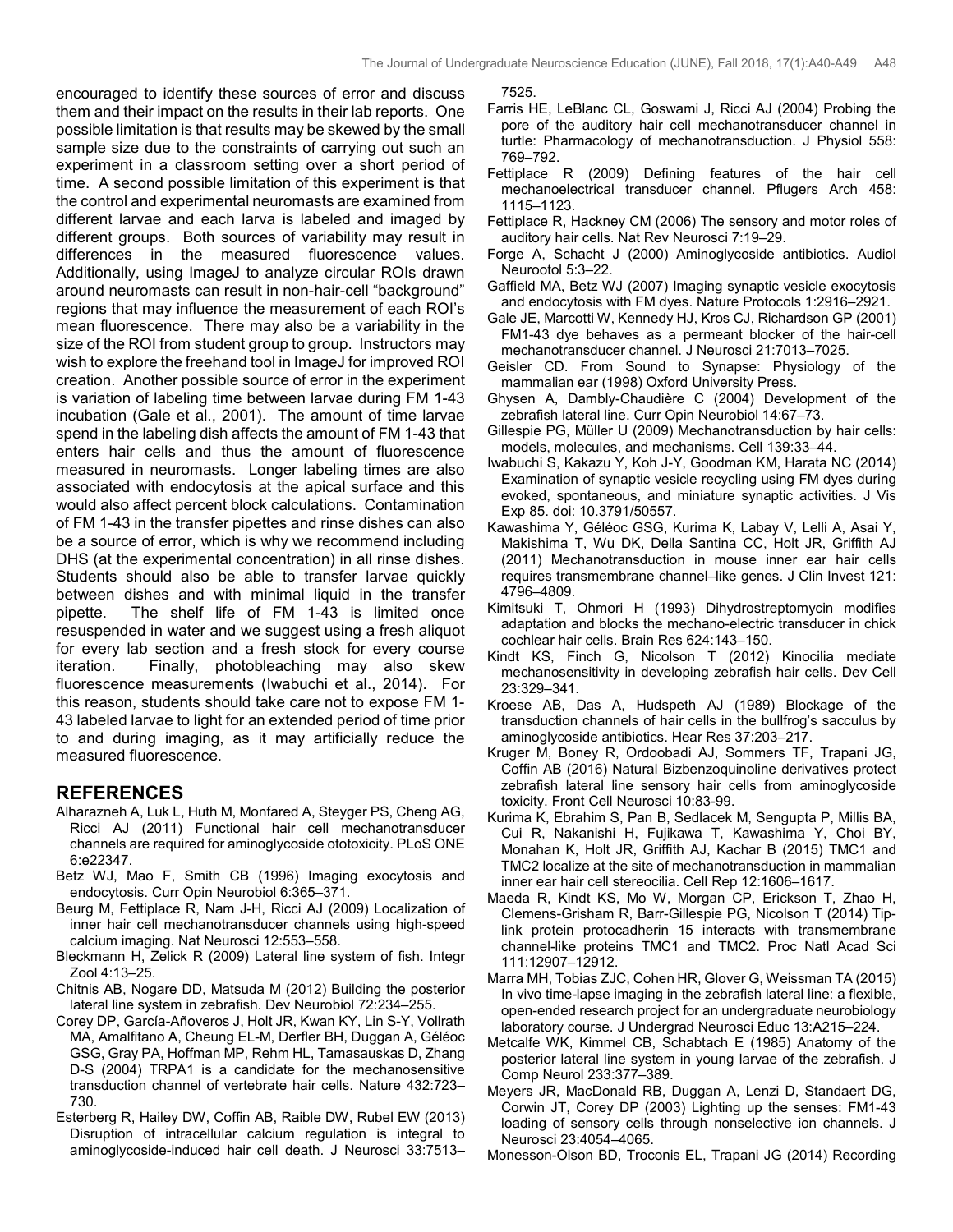encouraged to identify these sources of error and discuss them and their impact on the results in their lab reports. One possible limitation is that results may be skewed by the small sample size due to the constraints of carrying out such an experiment in a classroom setting over a short period of time. A second possible limitation of this experiment is that the control and experimental neuromasts are examined from different larvae and each larva is labeled and imaged by different groups. Both sources of variability may result in differences in the measured fluorescence values. Additionally, using ImageJ to analyze circular ROIs drawn around neuromasts can result in non-hair-cell "background" regions that may influence the measurement of each ROI's mean fluorescence. There may also be a variability in the size of the ROI from student group to group. Instructors may wish to explore the freehand tool in ImageJ for improved ROI creation. Another possible source of error in the experiment is variation of labeling time between larvae during FM 1-43 incubation (Gale et al., 2001). The amount of time larvae spend in the labeling dish affects the amount of FM 1-43 that enters hair cells and thus the amount of fluorescence measured in neuromasts. Longer labeling times are also associated with endocytosis at the apical surface and this would also affect percent block calculations. Contamination of FM 1-43 in the transfer pipettes and rinse dishes can also be a source of error, which is why we recommend including DHS (at the experimental concentration) in all rinse dishes. Students should also be able to transfer larvae quickly between dishes and with minimal liquid in the transfer pipette. The shelf life of FM 1-43 is limited once resuspended in water and we suggest using a fresh aliquot for every lab section and a fresh stock for every course iteration. Finally, photobleaching may also skew fluorescence measurements (Iwabuchi et al., 2014). For this reason, students should take care not to expose FM 1-43 labeled larvae to light for an extended period of time prior to and during imaging, as it may artificially reduce the measured fluorescence.

## REFERENCES

Alharazneh A, Luk L, Huth M, Monfared A, Steyger PS, Cheng AG, Ricci AJ (2011) Functional hair cell mechanotransducer channels are required for aminoglycoside ototoxicity. PLoS ONE 6:e22347.

Betz WJ, Mao F, Smith CB (1996) Imaging exocytosis and endocytosis. Curr Opin Neurobiol 6:365–371.

Beurg M, Fettiplace R, Nam J-H, Ricci AJ (2009) Localization of inner hair cell mechanotransducer channels using high-speed calcium imaging. Nat Neurosci 12:553–558.

Bleckmann H, Zelick R (2009) Lateral line system of fish. Integr Zool 4:13–25.

Chitnis AB, Nogare DD, Matsuda M (2012) Building the posterior lateral line system in zebrafish. Dev Neurobiol 72:234–255.

Corey DP, García-Añoveros J, Holt JR, Kwan KY, Lin S-Y, Vollrath MA, Amalfitano A, Cheung EL-M, Derfler BH, Duggan A, Géléoc GSG, Gray PA, Hoffman MP, Rehm HL, Tamasauskas D, Zhang D-S (2004) TRPA1 is a candidate for the mechanosensitive transduction channel of vertebrate hair cells. Nature 432:723–730.

Esterberg R, Hailey DW, Coffin AB, Raible DW, Rubel EW (2013) Disruption of intracellular calcium regulation is integral to aminoglycoside-induced hair cell death. J Neurosci 33:7513–7525.

Farris HE, LeBlanc CL, Goswami J, Ricci AJ (2004) Probing the pore of the auditory hair cell mechanotransducer channel in turtle: Pharmacology of mechanotransduction. J Physiol 558: 769–792.

Fettiplace R (2009) Defining features of the hair cell mechanoelectrical transducer channel. Pflugers Arch 458: 1115–1123.

Fettiplace R, Hackney CM (2006) The sensory and motor roles of auditory hair cells. Nat Rev Neurosci 7:19–29.

Forge A, Schacht J (2000) Aminoglycoside antibiotics. Audiol Neurootol 5:3–22.

Gaffield MA, Betz WJ (2007) Imaging synaptic vesicle exocytosis and endocytosis with FM dyes. Nature Protocols 1:2916–2921.

Gale JE, Marcotti W, Kennedy HJ, Kros CJ, Richardson GP (2001) FM1-43 dye behaves as a permeant blocker of the hair-cell mechanotransducer channel. J Neurosci 21:7013–7025.

Geisler CD. From Sound to Synapse: Physiology of the mammalian ear (1998) Oxford University Press.

Ghysen A, Dambly-Chaudière C (2004) Development of the zebrafish lateral line. Curr Opin Neurobiol 14:67–73.

Gillespie PG, Müller U (2009) Mechanotransduction by hair cells: models, molecules, and mechanisms. Cell 139:33–44.

Iwabuchi S, Kakazu Y, Koh J-Y, Goodman KM, Harata NC (2014) Examination of synaptic vesicle recycling using FM dyes during evoked, spontaneous, and miniature synaptic activities. J Vis Exp 85. doi: 10.3791/50557.

Kawashima Y, Géléoc GSG, Kurima K, Labay V, Lelli A, Asai Y, Makishima T, Wu DK, Della Santina CC, Holt JR, Griffith AJ (2011) Mechanotransduction in mouse inner ear hair cells requires transmembrane channel–like genes. J Clin Invest 121: 4796–4809.

Kimitsuki T, Ohmori H (1993) Dihydrostreptomycin modifies adaptation and blocks the mechano-electric transducer in chick cochlear hair cells. Brain Res 624:143–150.

Kindt KS, Finch G, Nicolson T (2012) Kinocilia mediate mechanosensitivity in developing zebrafish hair cells. Dev Cell 23:329–341.

Kroese AB, Das A, Hudspeth AJ (1989) Blockage of the transduction channels of hair cells in the bullfrog's sacculus by aminoglycoside antibiotics. Hear Res 37:203–217.

Kruger M, Boney R, Ordoobadi AJ, Sommers TF, Trapani JG, Coffin AB (2016) Natural Bizbenzoquinoline derivatives protect zebrafish lateral line sensory hair cells from aminoglycoside toxicity. Front Cell Neurosci 10:83-99.

Kurima K, Ebrahim S, Pan B, Sedlacek M, Sengupta P, Millis BA, Cui R, Nakanishi H, Fujikawa T, Kawashima Y, Choi BY, Monahan K, Holt JR, Griffith AJ, Kachar B (2015) TMC1 and TMC2 localize at the site of mechanotransduction in mammalian inner ear hair cell stereocilia. Cell Rep 12:1606–1617.

Maeda R, Kindt KS, Mo W, Morgan CP, Erickson T, Zhao H, Clemens-Grisham R, Barr-Gillespie PG, Nicolson T (2014) Tip-link protein protocadherin 15 interacts with transmembrane channel-like proteins TMC1 and TMC2. Proc Natl Acad Sci 111:12907–12912.

Marra MH, Tobias ZJC, Cohen HR, Glover G, Weissman TA (2015) In vivo time-lapse imaging in the zebrafish lateral line: a flexible, open-ended research project for an undergraduate neurobiology laboratory course. J Undergrad Neurosci Educ 13:A215–224.

Metcalfe WK, Kimmel CB, Schabtach E (1985) Anatomy of the posterior lateral line system in young larvae of the zebrafish. J Comp Neurol 233:377–389.

Meyers JR, MacDonald RB, Duggan A, Lenzi D, Standaert DG, Corwin JT, Corey DP (2003) Lighting up the senses: FM1-43 loading of sensory cells through nonselective ion channels. J Neurosci 23:4054–4065.

Monesson-Olson BD, Troconis EL, Trapani JG (2014) Recording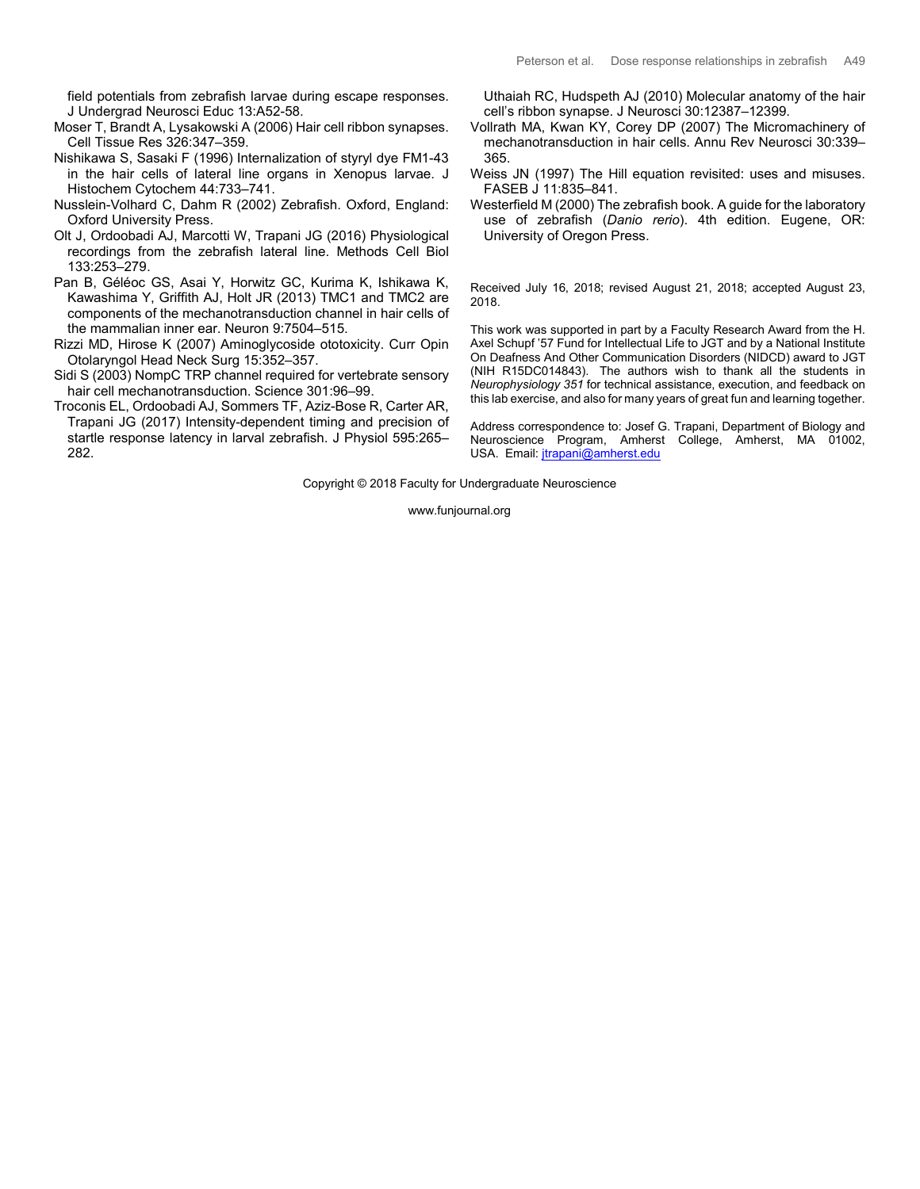field potentials from zebrafish larvae during escape responses. J Undergrad Neurosci Educ 13:A52-58.

Moser T, Brandt A, Lysakowski A (2006) Hair cell ribbon synapses. Cell Tissue Res 326:347–359.

Nishikawa S, Sasaki F (1996) Internalization of styryl dye FM1-43 in the hair cells of lateral line organs in Xenopus larvae. J Histochem Cytochem 44:733–741.

Nusslein-Volhard C, Dahm R (2002) Zebrafish. Oxford, England: Oxford University Press.

Olt J, Ordoobadi AJ, Marcotti W, Trapani JG (2016) Physiological recordings from the zebrafish lateral line. Methods Cell Biol 133:253–279.

Pan B, Géléoc GS, Asai Y, Horwitz GC, Kurima K, Ishikawa K, Kawashima Y, Griffith AJ, Holt JR (2013) TMC1 and TMC2 are components of the mechanotransduction channel in hair cells of the mammalian inner ear. Neuron 9:7504–515.

Rizzi MD, Hirose K (2007) Aminoglycoside ototoxicity. Curr Opin Otolaryngol Head Neck Surg 15:352–357.

Sidi S (2003) NompC TRP channel required for vertebrate sensory hair cell mechanotransduction. Science 301:96–99.

Troconis EL, Ordoobadi AJ, Sommers TF, Aziz-Bose R, Carter AR, Trapani JG (2017) Intensity-dependent timing and precision of startle response latency in larval zebrafish. J Physiol 595:265–282.

Uthaiah RC, Hudspeth AJ (2010) Molecular anatomy of the hair cell's ribbon synapse. J Neurosci 30:12387–12399.

Vollrath MA, Kwan KY, Corey DP (2007) The Micromachinery of mechanotransduction in hair cells. Annu Rev Neurosci 30:339–365.

Weiss JN (1997) The Hill equation revisited: uses and misuses. FASEB J 11:835–841.

Westerfield M (2000) The zebrafish book. A guide for the laboratory use of zebrafish (*Danio rerio*). 4th edition. Eugene, OR: University of Oregon Press.

Received July 16, 2018; revised August 21, 2018; accepted August 23, 2018.

This work was supported in part by a Faculty Research Award from the H. Axel Schupf '57 Fund for Intellectual Life to JGT and by a National Institute On Deafness And Other Communication Disorders (NIDCD) award to JGT (NIH R15DC014843). The authors wish to thank all the students in *Neurophysiology 351* for technical assistance, execution, and feedback on this lab exercise, and also for many years of great fun and learning together.

Address correspondence to: Josef G. Trapani, Department of Biology and Neuroscience Program, Amherst College, Amherst, MA 01002, USA. Email: jtrapani@amherst.edu

Copyright © 2018 Faculty for Undergraduate Neuroscience

www.funjournal.org